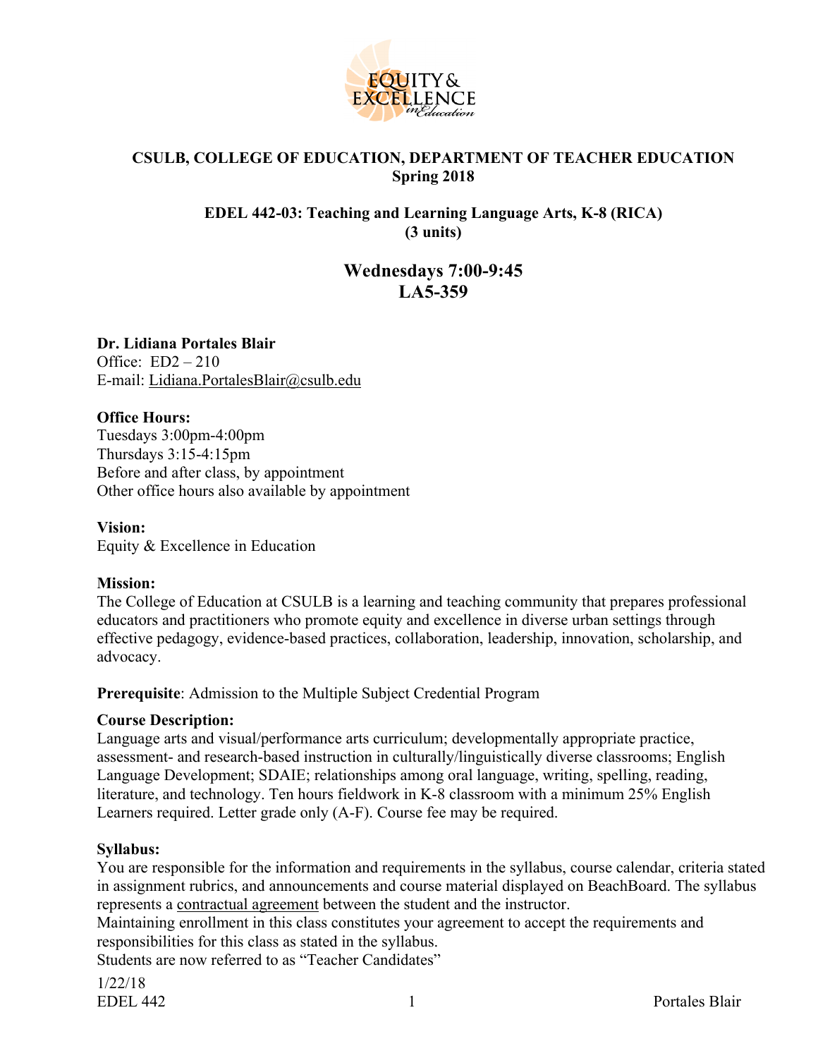**CSULB, COLLEGE OF EDUCATION, DEPARTMENT OF TEACHER EDUCATION**
**Spring 2018**

**EDEL 442-03: Teaching and Learning Language Arts, K-8 (RICA)**
**(3 units)**

## Wednesdays 7:00-9:45
## LA5-359

**Dr. Lidiana Portales Blair**
Office: ED2 – 210
E-mail: Lidiana.PortalesBlair@csulb.edu

**Office Hours:**
Tuesdays 3:00pm-4:00pm
Thursdays 3:15-4:15pm
Before and after class, by appointment
Other office hours also available by appointment

**Vision:**
Equity & Excellence in Education

**Mission:**
The College of Education at CSULB is a learning and teaching community that prepares professional educators and practitioners who promote equity and excellence in diverse urban settings through effective pedagogy, evidence-based practices, collaboration, leadership, innovation, scholarship, and advocacy.

**Prerequisite**: Admission to the Multiple Subject Credential Program

**Course Description:**
Language arts and visual/performance arts curriculum; developmentally appropriate practice, assessment- and research-based instruction in culturally/linguistically diverse classrooms; English Language Development; SDAIE; relationships among oral language, writing, spelling, reading, literature, and technology. Ten hours fieldwork in K-8 classroom with a minimum 25% English Learners required. Letter grade only (A-F). Course fee may be required.

**Syllabus:**
You are responsible for the information and requirements in the syllabus, course calendar, criteria stated in assignment rubrics, and announcements and course material displayed on BeachBoard. The syllabus represents a contractual agreement between the student and the instructor.
Maintaining enrollment in this class constitutes your agreement to accept the requirements and responsibilities for this class as stated in the syllabus.
Students are now referred to as "Teacher Candidates"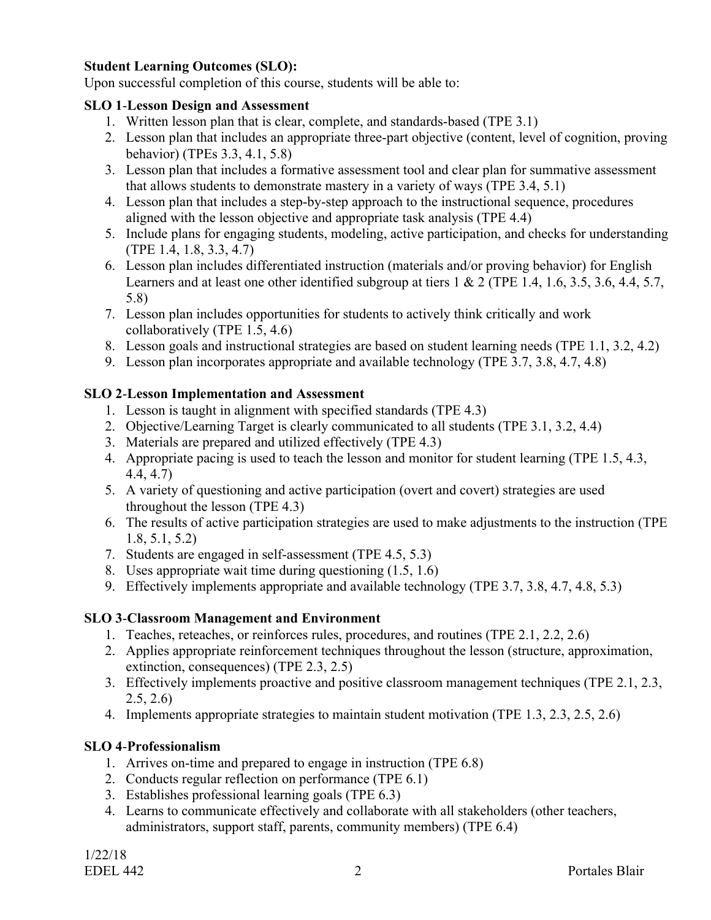**Student Learning Outcomes (SLO):**

Upon successful completion of this course, students will be able to:

**SLO 1-Lesson Design and Assessment**

1. Written lesson plan that is clear, complete, and standards-based (TPE 3.1)
2. Lesson plan that includes an appropriate three-part objective (content, level of cognition, proving behavior) (TPEs 3.3, 4.1, 5.8)
3. Lesson plan that includes a formative assessment tool and clear plan for summative assessment that allows students to demonstrate mastery in a variety of ways (TPE 3.4, 5.1)
4. Lesson plan that includes a step-by-step approach to the instructional sequence, procedures aligned with the lesson objective and appropriate task analysis (TPE 4.4)
5. Include plans for engaging students, modeling, active participation, and checks for understanding (TPE 1.4, 1.8, 3.3, 4.7)
6. Lesson plan includes differentiated instruction (materials and/or proving behavior) for English Learners and at least one other identified subgroup at tiers 1 & 2 (TPE 1.4, 1.6, 3.5, 3.6, 4.4, 5.7, 5.8)
7. Lesson plan includes opportunities for students to actively think critically and work collaboratively (TPE 1.5, 4.6)
8. Lesson goals and instructional strategies are based on student learning needs (TPE 1.1, 3.2, 4.2)
9. Lesson plan incorporates appropriate and available technology (TPE 3.7, 3.8, 4.7, 4.8)

**SLO 2-Lesson Implementation and Assessment**

1. Lesson is taught in alignment with specified standards (TPE 4.3)
2. Objective/Learning Target is clearly communicated to all students (TPE 3.1, 3.2, 4.4)
3. Materials are prepared and utilized effectively (TPE 4.3)
4. Appropriate pacing is used to teach the lesson and monitor for student learning (TPE 1.5, 4.3, 4.4, 4.7)
5. A variety of questioning and active participation (overt and covert) strategies are used throughout the lesson (TPE 4.3)
6. The results of active participation strategies are used to make adjustments to the instruction (TPE 1.8, 5.1, 5.2)
7. Students are engaged in self-assessment (TPE 4.5, 5.3)
8. Uses appropriate wait time during questioning (1.5, 1.6)
9. Effectively implements appropriate and available technology (TPE 3.7, 3.8, 4.7, 4.8, 5.3)

**SLO 3-Classroom Management and Environment**

1. Teaches, reteaches, or reinforces rules, procedures, and routines (TPE 2.1, 2.2, 2.6)
2. Applies appropriate reinforcement techniques throughout the lesson (structure, approximation, extinction, consequences) (TPE 2.3, 2.5)
3. Effectively implements proactive and positive classroom management techniques (TPE 2.1, 2.3, 2.5, 2.6)
4. Implements appropriate strategies to maintain student motivation (TPE 1.3, 2.3, 2.5, 2.6)

**SLO 4-Professionalism**

1. Arrives on-time and prepared to engage in instruction (TPE 6.8)
2. Conducts regular reflection on performance (TPE 6.1)
3. Establishes professional learning goals (TPE 6.3)
4. Learns to communicate effectively and collaborate with all stakeholders (other teachers, administrators, support staff, parents, community members) (TPE 6.4)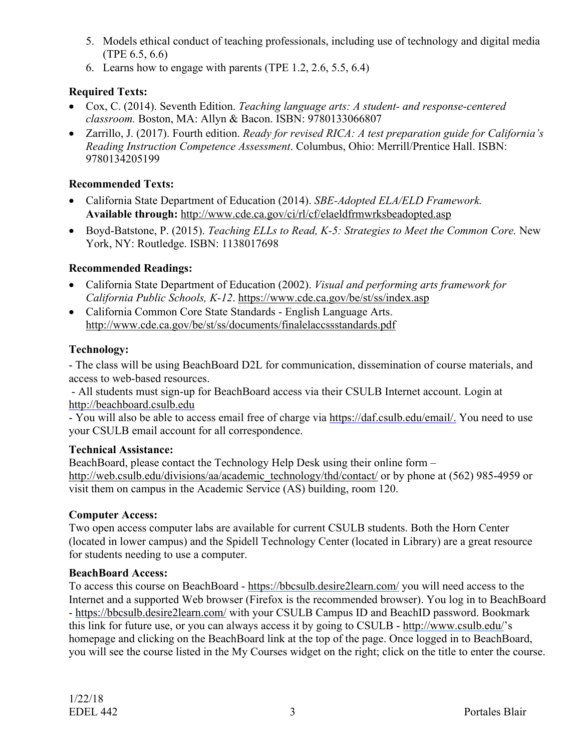5. Models ethical conduct of teaching professionals, including use of technology and digital media (TPE 6.5, 6.6)
6. Learns how to engage with parents (TPE 1.2, 2.6, 5.5, 6.4)

**Required Texts:**

- Cox, C. (2014). Seventh Edition. *Teaching language arts: A student- and response-centered classroom.* Boston, MA: Allyn & Bacon. ISBN: 9780133066807
- Zarrillo, J. (2017). Fourth edition. *Ready for revised RICA: A test preparation guide for California's Reading Instruction Competence Assessment*. Columbus, Ohio: Merrill/Prentice Hall. ISBN: 9780134205199

**Recommended Texts:**

- California State Department of Education (2014). *SBE-Adopted ELA/ELD Framework.* **Available through:** http://www.cde.ca.gov/ci/rl/cf/elaeldfrmwrksbeadopted.asp
- Boyd-Batstone, P. (2015). *Teaching ELLs to Read, K-5: Strategies to Meet the Common Core.* New York, NY: Routledge. ISBN: 1138017698

**Recommended Readings:**

- California State Department of Education (2002). *Visual and performing arts framework for California Public Schools, K-12*. https://www.cde.ca.gov/be/st/ss/index.asp
- California Common Core State Standards - English Language Arts. http://www.cde.ca.gov/be/st/ss/documents/finalelaccssstandards.pdf

**Technology:**

- The class will be using BeachBoard D2L for communication, dissemination of course materials, and access to web-based resources.
- All students must sign-up for BeachBoard access via their CSULB Internet account. Login at http://beachboard.csulb.edu
- You will also be able to access email free of charge via https://daf.csulb.edu/email/. You need to use your CSULB email account for all correspondence.

**Technical Assistance:**

BeachBoard, please contact the Technology Help Desk using their online form – http://web.csulb.edu/divisions/aa/academic_technology/thd/contact/ or by phone at (562) 985-4959 or visit them on campus in the Academic Service (AS) building, room 120.

**Computer Access:**

Two open access computer labs are available for current CSULB students. Both the Horn Center (located in lower campus) and the Spidell Technology Center (located in Library) are a great resource for students needing to use a computer.

**BeachBoard Access:**

To access this course on BeachBoard - https://bbcsulb.desire2learn.com/ you will need access to the Internet and a supported Web browser (Firefox is the recommended browser). You log in to BeachBoard - https://bbcsulb.desire2learn.com/ with your CSULB Campus ID and BeachID password. Bookmark this link for future use, or you can always access it by going to CSULB - http://www.csulb.edu/'s homepage and clicking on the BeachBoard link at the top of the page. Once logged in to BeachBoard, you will see the course listed in the My Courses widget on the right; click on the title to enter the course.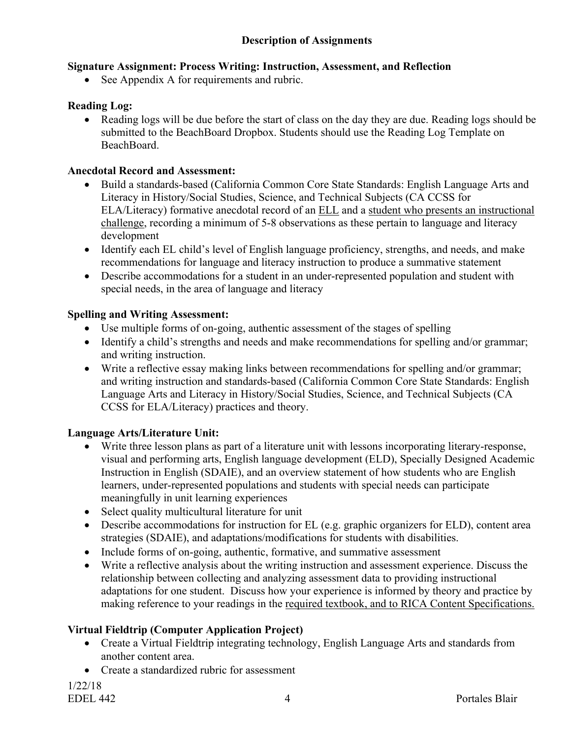## Description of Assignments

### Signature Assignment: Process Writing: Instruction, Assessment, and Reflection

- See Appendix A for requirements and rubric.

### Reading Log:

- Reading logs will be due before the start of class on the day they are due. Reading logs should be submitted to the BeachBoard Dropbox. Students should use the Reading Log Template on BeachBoard.

### Anecdotal Record and Assessment:

- Build a standards-based (California Common Core State Standards: English Language Arts and Literacy in History/Social Studies, Science, and Technical Subjects (CA CCSS for ELA/Literacy) formative anecdotal record of an ELL and a student who presents an instructional challenge, recording a minimum of 5-8 observations as these pertain to language and literacy development
- Identify each EL child's level of English language proficiency, strengths, and needs, and make recommendations for language and literacy instruction to produce a summative statement
- Describe accommodations for a student in an under-represented population and student with special needs, in the area of language and literacy

### Spelling and Writing Assessment:

- Use multiple forms of on-going, authentic assessment of the stages of spelling
- Identify a child's strengths and needs and make recommendations for spelling and/or grammar; and writing instruction.
- Write a reflective essay making links between recommendations for spelling and/or grammar; and writing instruction and standards-based (California Common Core State Standards: English Language Arts and Literacy in History/Social Studies, Science, and Technical Subjects (CA CCSS for ELA/Literacy) practices and theory.

### Language Arts/Literature Unit:

- Write three lesson plans as part of a literature unit with lessons incorporating literary-response, visual and performing arts, English language development (ELD), Specially Designed Academic Instruction in English (SDAIE), and an overview statement of how students who are English learners, under-represented populations and students with special needs can participate meaningfully in unit learning experiences
- Select quality multicultural literature for unit
- Describe accommodations for instruction for EL (e.g. graphic organizers for ELD), content area strategies (SDAIE), and adaptations/modifications for students with disabilities.
- Include forms of on-going, authentic, formative, and summative assessment
- Write a reflective analysis about the writing instruction and assessment experience. Discuss the relationship between collecting and analyzing assessment data to providing instructional adaptations for one student. Discuss how your experience is informed by theory and practice by making reference to your readings in the required textbook, and to RICA Content Specifications.

### Virtual Fieldtrip (Computer Application Project)

- Create a Virtual Fieldtrip integrating technology, English Language Arts and standards from another content area.
- Create a standardized rubric for assessment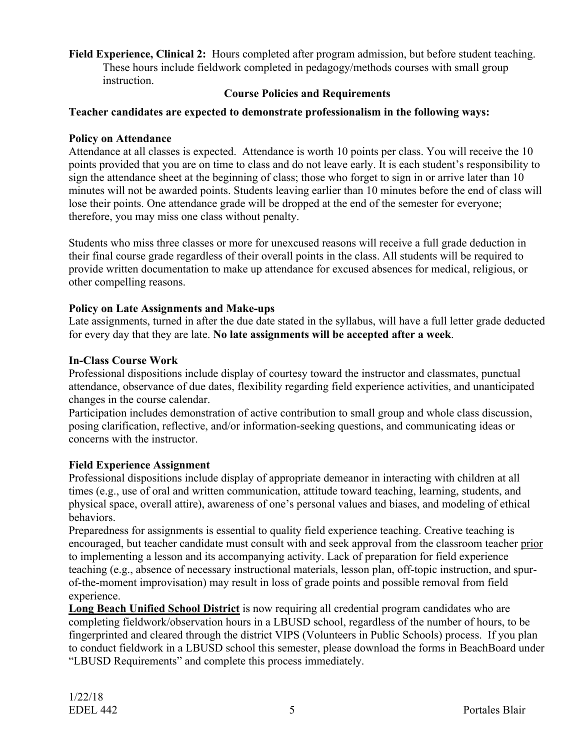**Field Experience, Clinical 2:** Hours completed after program admission, but before student teaching. These hours include fieldwork completed in pedagogy/methods courses with small group instruction.

## Course Policies and Requirements

**Teacher candidates are expected to demonstrate professionalism in the following ways:**

### Policy on Attendance

Attendance at all classes is expected. Attendance is worth 10 points per class. You will receive the 10 points provided that you are on time to class and do not leave early. It is each student's responsibility to sign the attendance sheet at the beginning of class; those who forget to sign in or arrive later than 10 minutes will not be awarded points. Students leaving earlier than 10 minutes before the end of class will lose their points. One attendance grade will be dropped at the end of the semester for everyone; therefore, you may miss one class without penalty.

Students who miss three classes or more for unexcused reasons will receive a full grade deduction in their final course grade regardless of their overall points in the class. All students will be required to provide written documentation to make up attendance for excused absences for medical, religious, or other compelling reasons.

### Policy on Late Assignments and Make-ups

Late assignments, turned in after the due date stated in the syllabus, will have a full letter grade deducted for every day that they are late. **No late assignments will be accepted after a week**.

### In-Class Course Work

Professional dispositions include display of courtesy toward the instructor and classmates, punctual attendance, observance of due dates, flexibility regarding field experience activities, and unanticipated changes in the course calendar.

Participation includes demonstration of active contribution to small group and whole class discussion, posing clarification, reflective, and/or information-seeking questions, and communicating ideas or concerns with the instructor.

### Field Experience Assignment

Professional dispositions include display of appropriate demeanor in interacting with children at all times (e.g., use of oral and written communication, attitude toward teaching, learning, students, and physical space, overall attire), awareness of one's personal values and biases, and modeling of ethical behaviors.

Preparedness for assignments is essential to quality field experience teaching. Creative teaching is encouraged, but teacher candidate must consult with and seek approval from the classroom teacher prior to implementing a lesson and its accompanying activity. Lack of preparation for field experience teaching (e.g., absence of necessary instructional materials, lesson plan, off-topic instruction, and spur-of-the-moment improvisation) may result in loss of grade points and possible removal from field experience.

**Long Beach Unified School District** is now requiring all credential program candidates who are completing fieldwork/observation hours in a LBUSD school, regardless of the number of hours, to be fingerprinted and cleared through the district VIPS (Volunteers in Public Schools) process. If you plan to conduct fieldwork in a LBUSD school this semester, please download the forms in BeachBoard under "LBUSD Requirements" and complete this process immediately.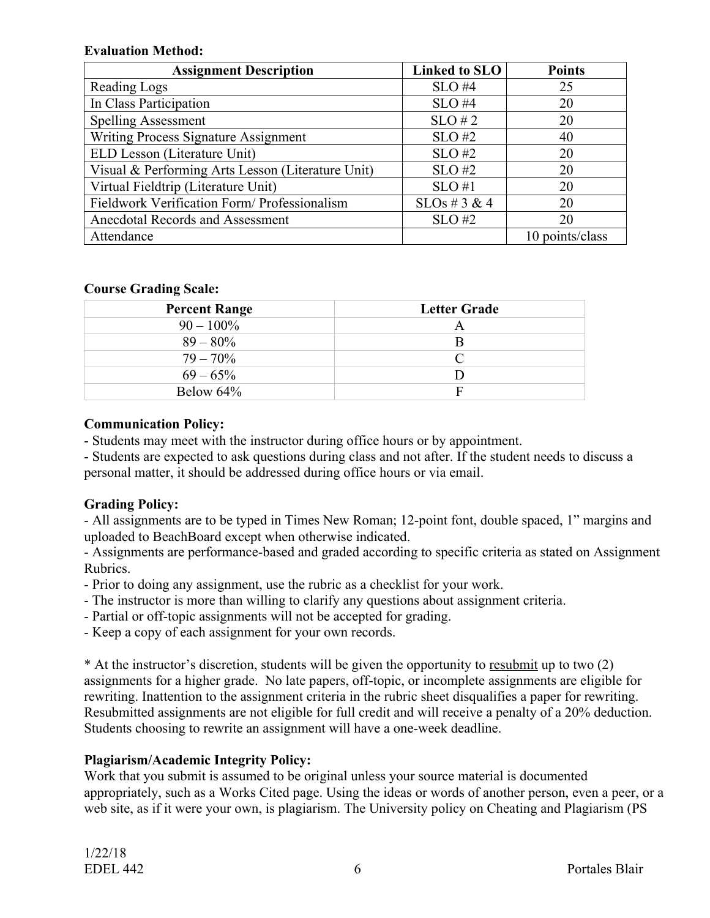**Evaluation Method:**

| Assignment Description | Linked to SLO | Points |
|---|---|---|
| Reading Logs | SLO #4 | 25 |
| In Class Participation | SLO #4 | 20 |
| Spelling Assessment | SLO # 2 | 20 |
| Writing Process Signature Assignment | SLO #2 | 40 |
| ELD Lesson (Literature Unit) | SLO #2 | 20 |
| Visual & Performing Arts Lesson (Literature Unit) | SLO #2 | 20 |
| Virtual Fieldtrip (Literature Unit) | SLO #1 | 20 |
| Fieldwork Verification Form/ Professionalism | SLOs # 3 & 4 | 20 |
| Anecdotal Records and Assessment | SLO #2 | 20 |
| Attendance | | 10 points/class |

**Course Grading Scale:**

| Percent Range | Letter Grade |
|---|---|
| 90 – 100% | A |
| 89 – 80% | B |
| 79 – 70% | C |
| 69 – 65% | D |
| Below 64% | F |

**Communication Policy:**

- Students may meet with the instructor during office hours or by appointment.
- Students are expected to ask questions during class and not after. If the student needs to discuss a personal matter, it should be addressed during office hours or via email.

**Grading Policy:**

- All assignments are to be typed in Times New Roman; 12-point font, double spaced, 1" margins and uploaded to BeachBoard except when otherwise indicated.
- Assignments are performance-based and graded according to specific criteria as stated on Assignment Rubrics.
- Prior to doing any assignment, use the rubric as a checklist for your work.
- The instructor is more than willing to clarify any questions about assignment criteria.
- Partial or off-topic assignments will not be accepted for grading.
- Keep a copy of each assignment for your own records.

* At the instructor's discretion, students will be given the opportunity to <u>resubmit</u> up to two (2) assignments for a higher grade. No late papers, off-topic, or incomplete assignments are eligible for rewriting. Inattention to the assignment criteria in the rubric sheet disqualifies a paper for rewriting. Resubmitted assignments are not eligible for full credit and will receive a penalty of a 20% deduction. Students choosing to rewrite an assignment will have a one-week deadline.

**Plagiarism/Academic Integrity Policy:**

Work that you submit is assumed to be original unless your source material is documented appropriately, such as a Works Cited page. Using the ideas or words of another person, even a peer, or a web site, as if it were your own, is plagiarism. The University policy on Cheating and Plagiarism (PS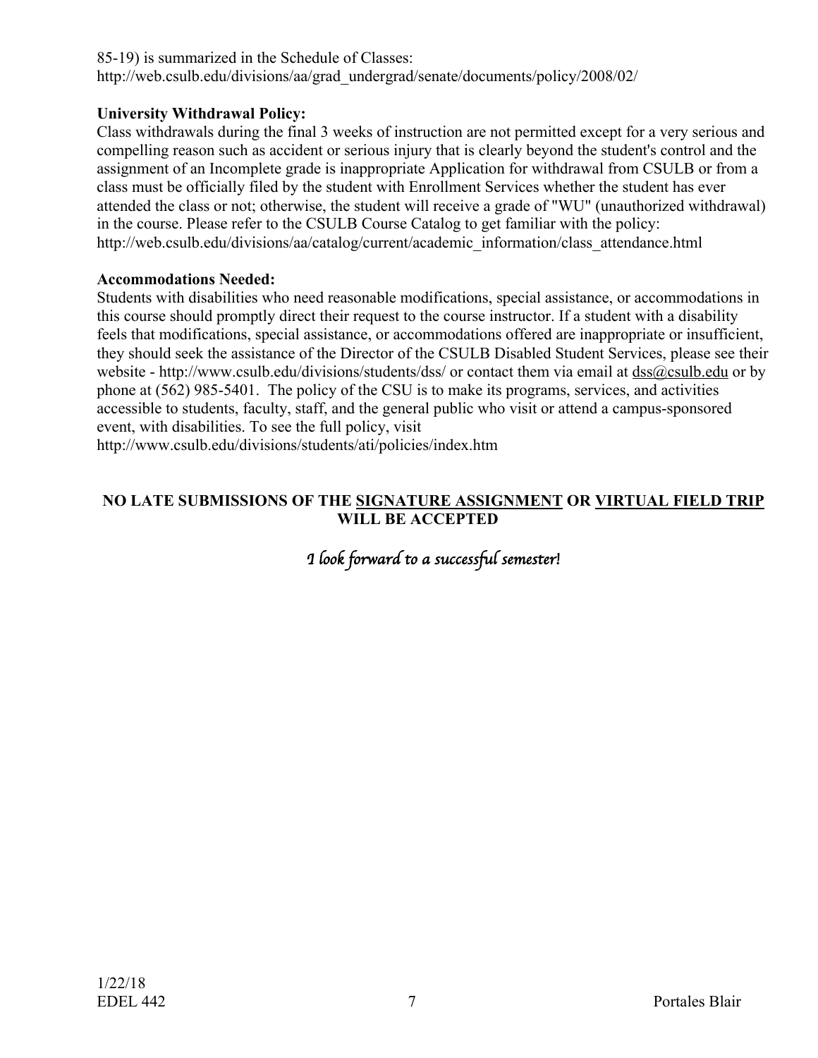85-19) is summarized in the Schedule of Classes:
http://web.csulb.edu/divisions/aa/grad_undergrad/senate/documents/policy/2008/02/

**University Withdrawal Policy:**
Class withdrawals during the final 3 weeks of instruction are not permitted except for a very serious and compelling reason such as accident or serious injury that is clearly beyond the student's control and the assignment of an Incomplete grade is inappropriate Application for withdrawal from CSULB or from a class must be officially filed by the student with Enrollment Services whether the student has ever attended the class or not; otherwise, the student will receive a grade of "WU" (unauthorized withdrawal) in the course. Please refer to the CSULB Course Catalog to get familiar with the policy:
http://web.csulb.edu/divisions/aa/catalog/current/academic_information/class_attendance.html

**Accommodations Needed:**
Students with disabilities who need reasonable modifications, special assistance, or accommodations in this course should promptly direct their request to the course instructor. If a student with a disability feels that modifications, special assistance, or accommodations offered are inappropriate or insufficient, they should seek the assistance of the Director of the CSULB Disabled Student Services, please see their website - http://www.csulb.edu/divisions/students/dss/ or contact them via email at dss@csulb.edu or by phone at (562) 985-5401. The policy of the CSU is to make its programs, services, and activities accessible to students, faculty, staff, and the general public who visit or attend a campus-sponsored event, with disabilities. To see the full policy, visit
http://www.csulb.edu/divisions/students/ati/policies/index.htm

**NO LATE SUBMISSIONS OF THE <u>SIGNATURE ASSIGNMENT</u> OR <u>VIRTUAL FIELD TRIP</u> WILL BE ACCEPTED**

*I look forward to a successful semester!*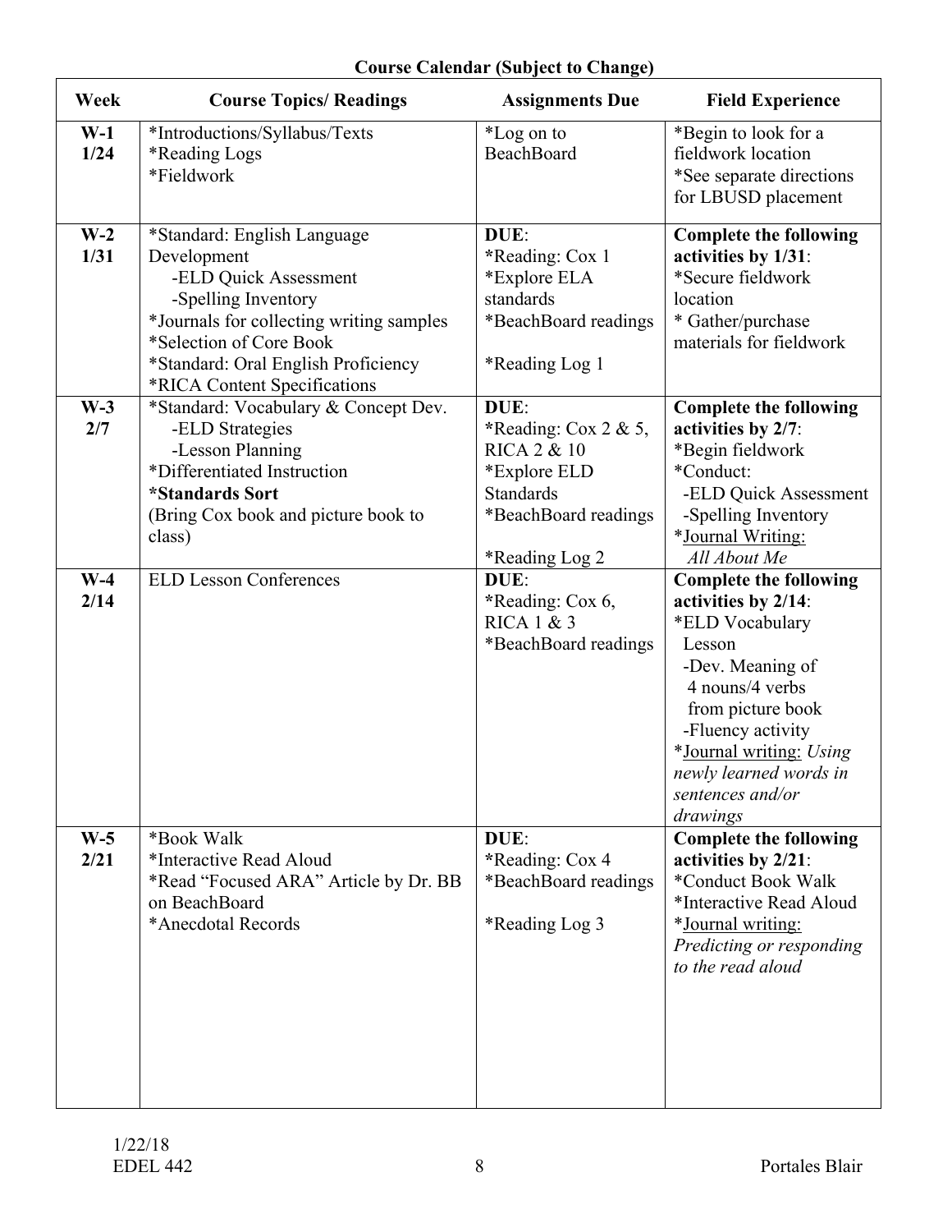**Course Calendar (Subject to Change)**

| Week | Course Topics/ Readings | Assignments Due | Field Experience |
| --- | --- | --- | --- |
| **W-1** **1/24** | *Introductions/Syllabus/Texts<br>*Reading Logs<br>*Fieldwork | *Log on to BeachBoard | *Begin to look for a fieldwork location<br>*See separate directions for LBUSD placement |
| **W-2** **1/31** | *Standard: English Language Development<br>-ELD Quick Assessment<br>-Spelling Inventory<br>*Journals for collecting writing samples<br>*Selection of Core Book<br>*Standard: Oral English Proficiency<br>*RICA Content Specifications | **DUE**:<br>***Reading: Cox 1<br>*Explore ELA standards<br>*BeachBoard readings<br><br>*Reading Log 1 | **Complete the following activities by 1/31**:<br>*Secure fieldwork location<br>* Gather/purchase materials for fieldwork |
| **W-3** **2/7** | *Standard: Vocabulary & Concept Dev.<br>-ELD Strategies<br>-Lesson Planning<br>*Differentiated Instruction<br>***Standards Sort**<br>(Bring Cox book and picture book to class) | **DUE**:<br>***Reading: Cox 2 & 5, RICA 2 & 10<br>*Explore ELD Standards<br>*BeachBoard readings<br><br>*Reading Log 2 | **Complete the following activities by 2/7**:<br>*Begin fieldwork<br>*Conduct:<br>-ELD Quick Assessment<br>-Spelling Inventory<br>*<u>Journal Writing:</u><br>*All About Me* |
| **W-4** **2/14** | ELD Lesson Conferences | **DUE**:<br>***Reading: Cox 6, RICA 1 & 3<br>*BeachBoard readings | **Complete the following activities by 2/14**:<br>*ELD Vocabulary Lesson<br>-Dev. Meaning of 4 nouns/4 verbs from picture book<br>-Fluency activity<br>*<u>Journal writing:</u> *Using newly learned words in sentences and/or drawings* |
| **W-5** **2/21** | *Book Walk<br>*Interactive Read Aloud<br>*Read "Focused ARA" Article by Dr. BB on BeachBoard<br>*Anecdotal Records | **DUE**:<br>***Reading: Cox 4<br>*BeachBoard readings<br><br>*Reading Log 3 | **Complete the following activities by 2/21**:<br>*Conduct Book Walk<br>*Interactive Read Aloud<br>*<u>Journal writing:</u><br>*Predicting or responding to the read aloud* |

1/22/18
EDEL 442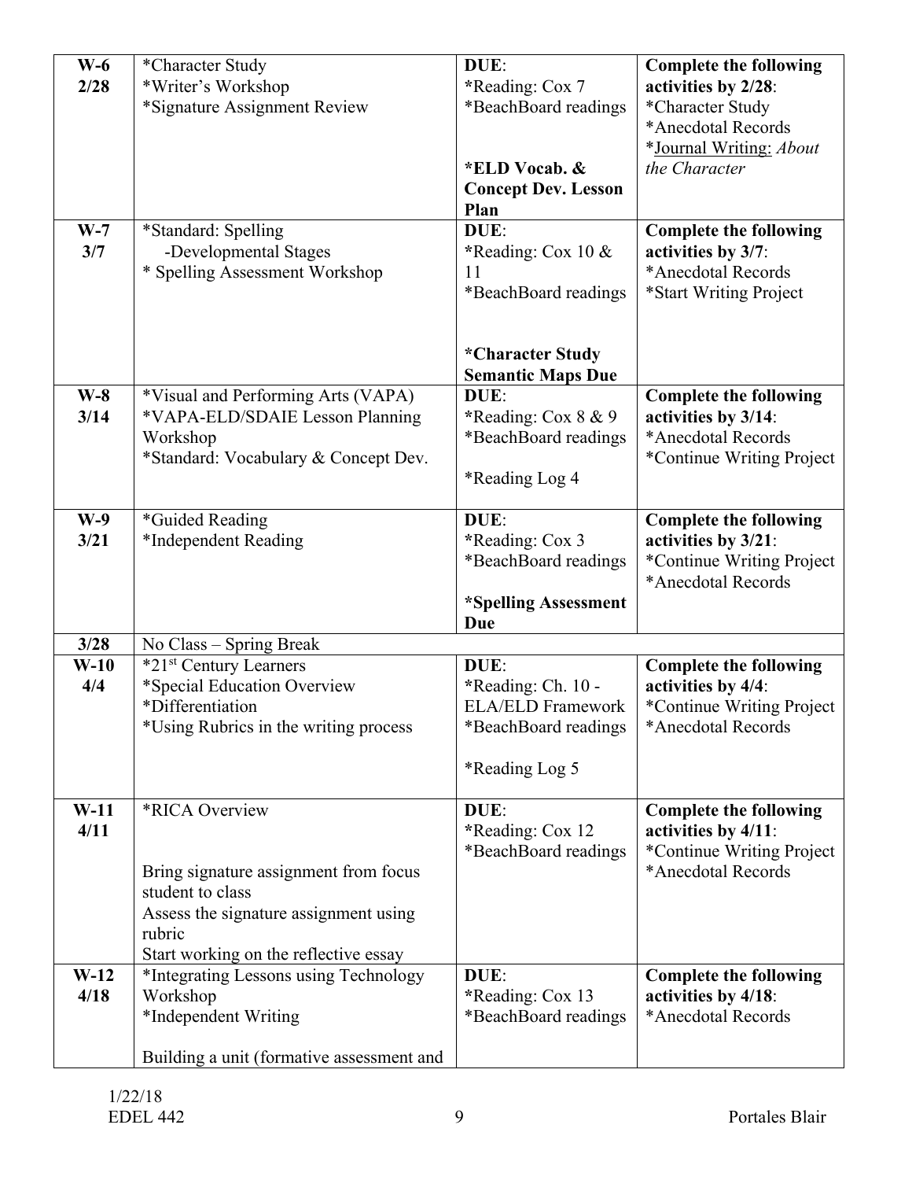| | | | |
|---|---|---|---|
| **W-6** **2/28** | *Character Study<br>*Writer's Workshop<br>*Signature Assignment Review | **DUE**:<br>***Reading: Cox 7<br>*BeachBoard readings<br><br>***ELD Vocab. & Concept Dev. Lesson Plan** | **Complete the following activities by 2/28**:<br>*Character Study<br>*Anecdotal Records<br>*<u>Journal Writing:</u> *About the Character* |
| **W-7** **3/7** | *Standard: Spelling<br>-Developmental Stages<br>* Spelling Assessment Workshop | **DUE**:<br>***Reading: Cox 10 & 11<br>*BeachBoard readings<br><br>***Character Study Semantic Maps Due** | **Complete the following activities by 3/7**:<br>*Anecdotal Records<br>*Start Writing Project |
| **W-8** **3/14** | *Visual and Performing Arts (VAPA)<br>*VAPA-ELD/SDAIE Lesson Planning Workshop<br>*Standard: Vocabulary & Concept Dev. | **DUE**:<br>***Reading: Cox 8 & 9<br>*BeachBoard readings<br><br>*Reading Log 4 | **Complete the following activities by 3/14**:<br>*Anecdotal Records<br>*Continue Writing Project |
| **W-9** **3/21** | *Guided Reading<br>*Independent Reading | **DUE**:<br>***Reading: Cox 3<br>*BeachBoard readings<br><br>***Spelling Assessment Due** | **Complete the following activities by 3/21**:<br>*Continue Writing Project<br>*Anecdotal Records |
| **3/28** | No Class – Spring Break | | |
| **W-10** **4/4** | *21st Century Learners<br>*Special Education Overview<br>*Differentiation<br>*Using Rubrics in the writing process | **DUE**:<br>***Reading: Ch. 10 - ELA/ELD Framework<br>*BeachBoard readings<br><br>*Reading Log 5 | **Complete the following activities by 4/4**:<br>*Continue Writing Project<br>*Anecdotal Records |
| **W-11** **4/11** | *RICA Overview<br><br>Bring signature assignment from focus student to class<br>Assess the signature assignment using rubric<br>Start working on the reflective essay | **DUE**:<br>***Reading: Cox 12<br>*BeachBoard readings | **Complete the following activities by 4/11**:<br>*Continue Writing Project<br>*Anecdotal Records |
| **W-12** **4/18** | *Integrating Lessons using Technology Workshop<br>*Independent Writing<br><br>Building a unit (formative assessment and | **DUE**:<br>***Reading: Cox 13<br>*BeachBoard readings | **Complete the following activities by 4/18**:<br>*Anecdotal Records |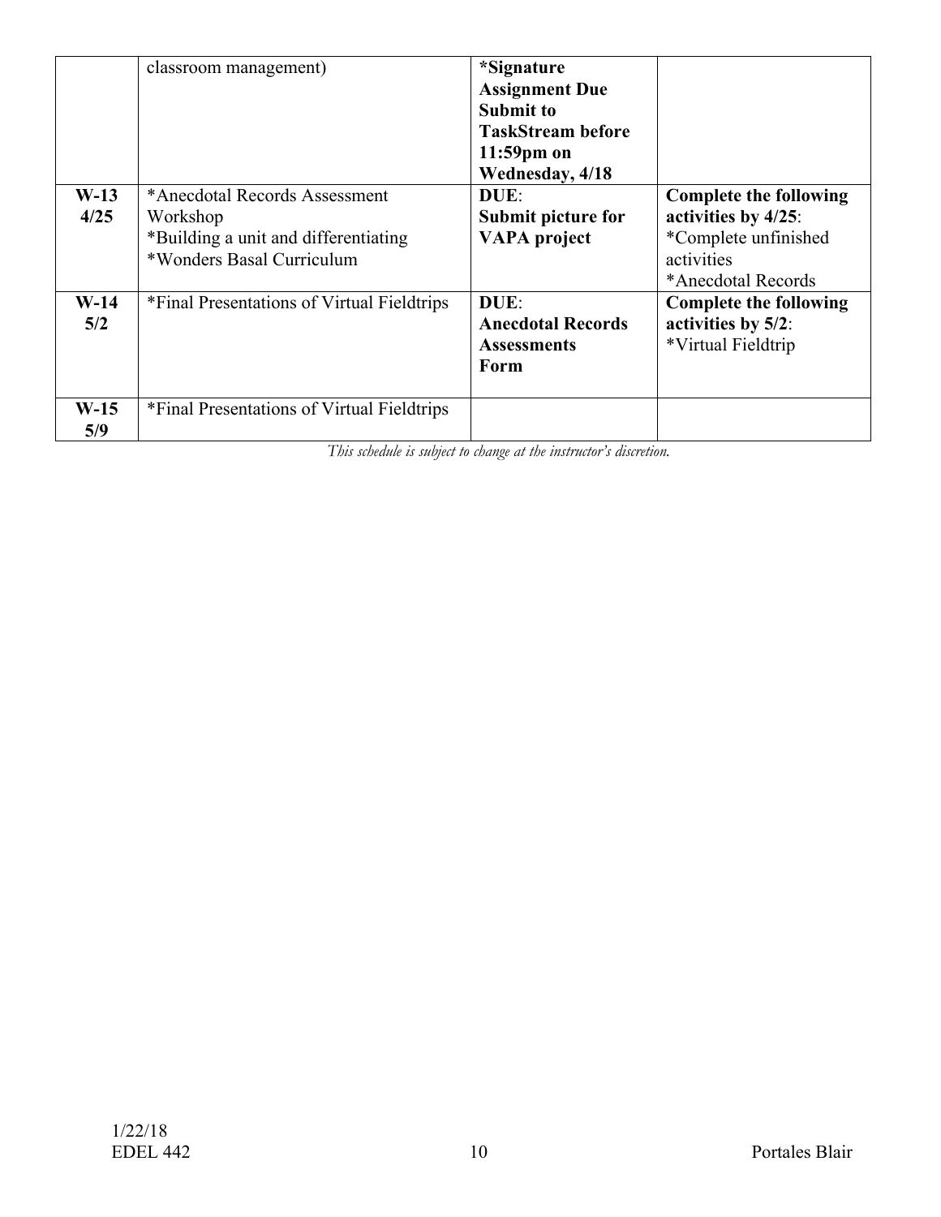| | | | |
|---|---|---|---|
| | classroom management) | **\*Signature Assignment Due Submit to TaskStream before 11:59pm on Wednesday, 4/18** | |
| **W-13 4/25** | \*Anecdotal Records Assessment Workshop<br>\*Building a unit and differentiating<br>\*Wonders Basal Curriculum | **DUE**:<br>**Submit picture for VAPA project** | **Complete the following activities by 4/25**:<br>\*Complete unfinished activities<br>\*Anecdotal Records |
| **W-14 5/2** | \*Final Presentations of Virtual Fieldtrips | **DUE**:<br>**Anecdotal Records Assessments Form** | **Complete the following activities by 5/2**:<br>\*Virtual Fieldtrip |
| **W-15 5/9** | \*Final Presentations of Virtual Fieldtrips | | |

*This schedule is subject to change at the instructor's discretion.*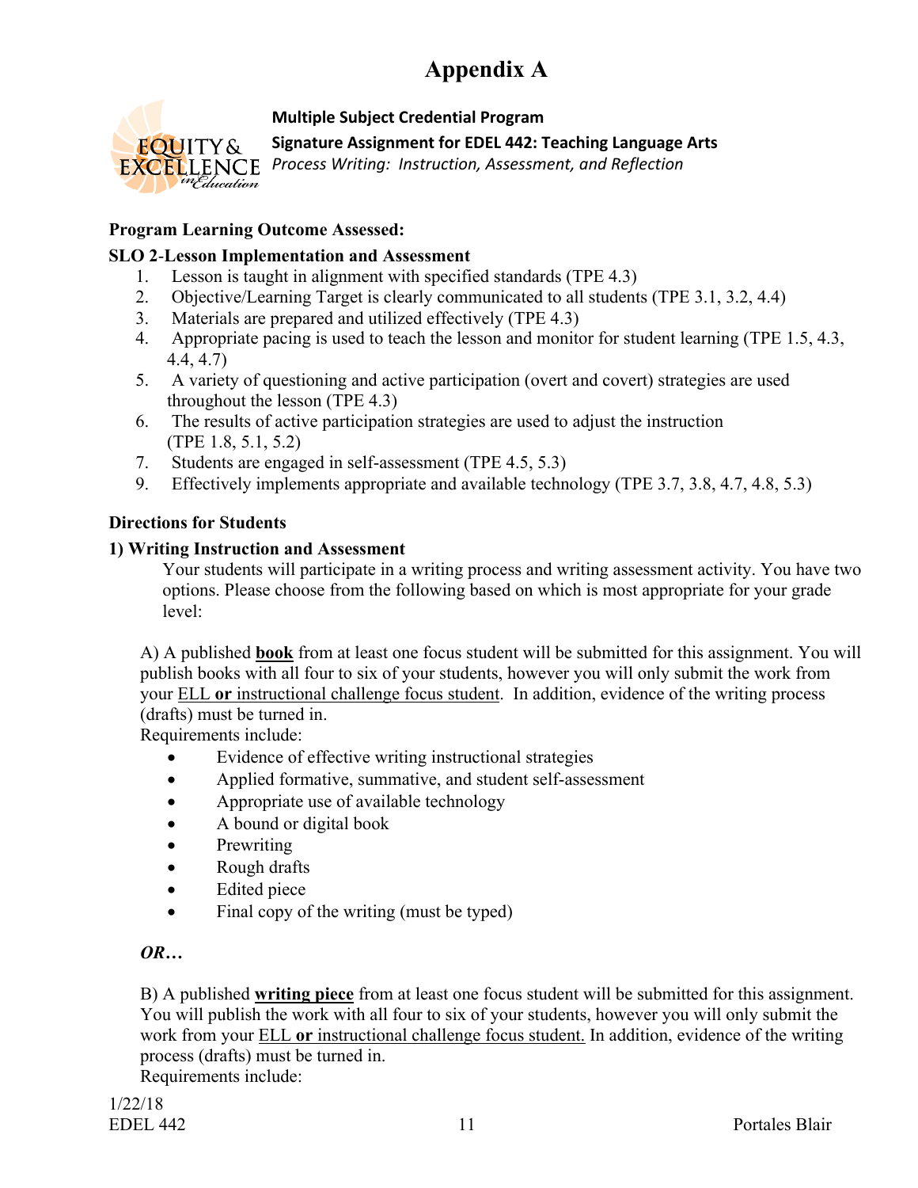# Appendix A

**Multiple Subject Credential Program**

**Signature Assignment for EDEL 442: Teaching Language Arts**

*Process Writing: Instruction, Assessment, and Reflection*

**Program Learning Outcome Assessed:**

**SLO 2-Lesson Implementation and Assessment**

1. Lesson is taught in alignment with specified standards (TPE 4.3)
2. Objective/Learning Target is clearly communicated to all students (TPE 3.1, 3.2, 4.4)
3. Materials are prepared and utilized effectively (TPE 4.3)
4. Appropriate pacing is used to teach the lesson and monitor for student learning (TPE 1.5, 4.3, 4.4, 4.7)
5. A variety of questioning and active participation (overt and covert) strategies are used throughout the lesson (TPE 4.3)
6. The results of active participation strategies are used to adjust the instruction (TPE 1.8, 5.1, 5.2)
7. Students are engaged in self-assessment (TPE 4.5, 5.3)
9. Effectively implements appropriate and available technology (TPE 3.7, 3.8, 4.7, 4.8, 5.3)

**Directions for Students**

**1) Writing Instruction and Assessment**

Your students will participate in a writing process and writing assessment activity. You have two options. Please choose from the following based on which is most appropriate for your grade level:

A) A published **book** from at least one focus student will be submitted for this assignment. You will publish books with all four to six of your students, however you will only submit the work from your ELL **or** instructional challenge focus student. In addition, evidence of the writing process (drafts) must be turned in.

Requirements include:

- Evidence of effective writing instructional strategies
- Applied formative, summative, and student self-assessment
- Appropriate use of available technology
- A bound or digital book
- Prewriting
- Rough drafts
- Edited piece
- Final copy of the writing (must be typed)

***OR…***

B) A published **writing piece** from at least one focus student will be submitted for this assignment. You will publish the work with all four to six of your students, however you will only submit the work from your ELL **or** instructional challenge focus student. In addition, evidence of the writing process (drafts) must be turned in.

Requirements include: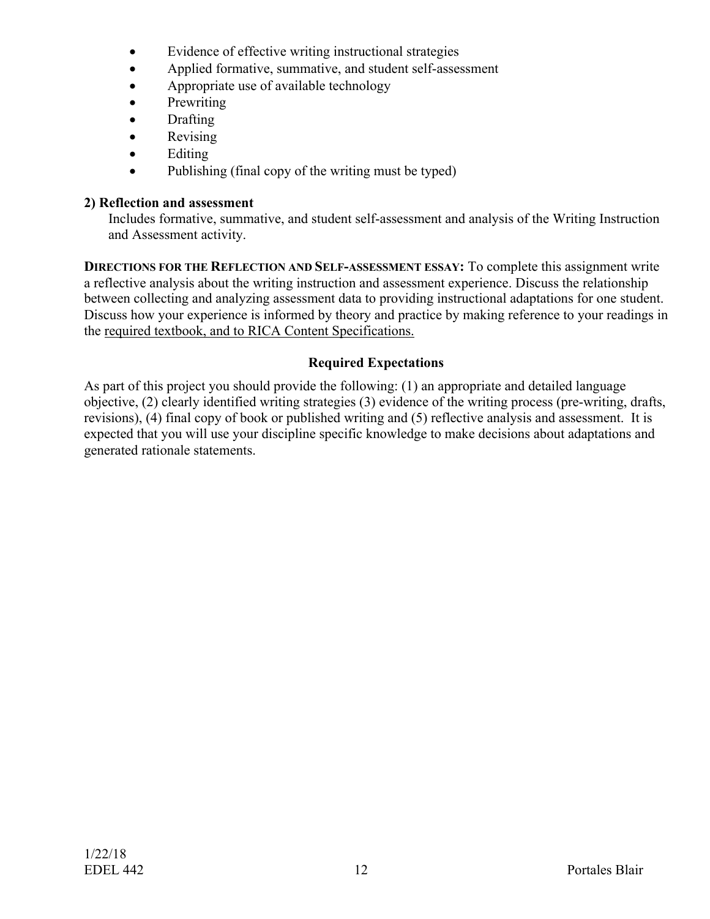- Evidence of effective writing instructional strategies
- Applied formative, summative, and student self-assessment
- Appropriate use of available technology
- Prewriting
- Drafting
- Revising
- Editing
- Publishing (final copy of the writing must be typed)

**2) Reflection and assessment**

Includes formative, summative, and student self-assessment and analysis of the Writing Instruction and Assessment activity.

**DIRECTIONS FOR THE REFLECTION AND SELF-ASSESSMENT ESSAY:** To complete this assignment write a reflective analysis about the writing instruction and assessment experience. Discuss the relationship between collecting and analyzing assessment data to providing instructional adaptations for one student. Discuss how your experience is informed by theory and practice by making reference to your readings in the required textbook, and to RICA Content Specifications.

### Required Expectations

As part of this project you should provide the following: (1) an appropriate and detailed language objective, (2) clearly identified writing strategies (3) evidence of the writing process (pre-writing, drafts, revisions), (4) final copy of book or published writing and (5) reflective analysis and assessment. It is expected that you will use your discipline specific knowledge to make decisions about adaptations and generated rationale statements.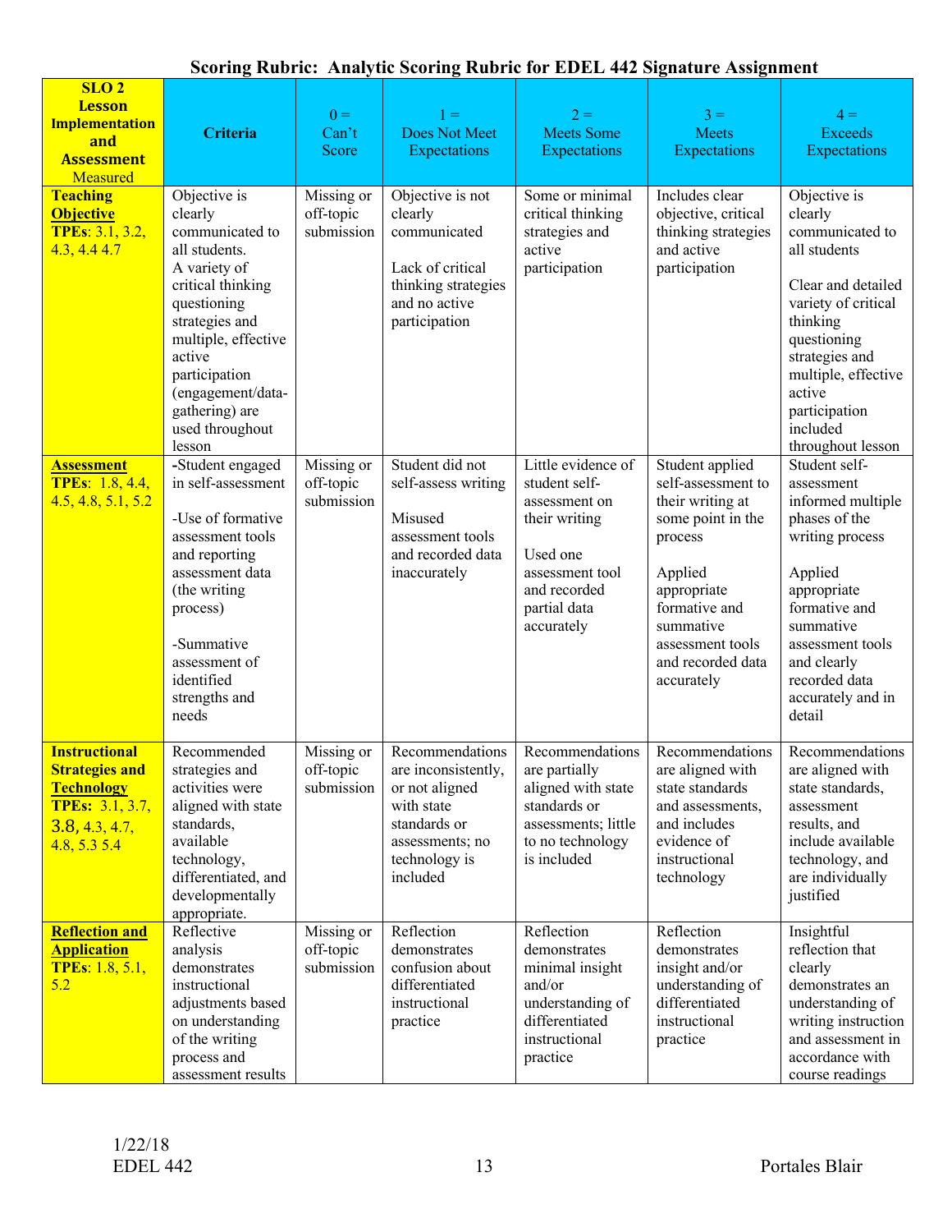**Scoring Rubric: Analytic Scoring Rubric for EDEL 442 Signature Assignment**

| **SLO 2 Lesson Implementation and Assessment** Measured | **Criteria** | 0 = Can't Score | 1 = Does Not Meet Expectations | 2 = Meets Some Expectations | 3 = Meets Expectations | 4 = Exceeds Expectations |
|---|---|---|---|---|---|---|
| **Teaching Objective** **TPEs**: 3.1, 3.2, 4.3, 4.4 4.7 | Objective is clearly communicated to all students. A variety of critical thinking questioning strategies and multiple, effective active participation (engagement/data-gathering) are used throughout lesson | Missing or off-topic submission | Objective is not clearly communicated<br><br>Lack of critical thinking strategies and no active participation | Some or minimal critical thinking strategies and active participation | Includes clear objective, critical thinking strategies and active participation | Objective is clearly communicated to all students<br><br>Clear and detailed variety of critical thinking questioning strategies and multiple, effective active participation included throughout lesson |
| **Assessment** **TPEs**: 1.8, 4.4, 4.5, 4.8, 5.1, 5.2 | -Student engaged in self-assessment<br><br>-Use of formative assessment tools and reporting assessment data (the writing process)<br><br>-Summative assessment of identified strengths and needs | Missing or off-topic submission | Student did not self-assess writing<br><br>Misused assessment tools and recorded data inaccurately | Little evidence of student self-assessment on their writing<br><br>Used one assessment tool and recorded partial data accurately | Student applied self-assessment to their writing at some point in the process<br><br>Applied appropriate formative and summative assessment tools and recorded data accurately | Student self-assessment informed multiple phases of the writing process<br><br>Applied appropriate formative and summative assessment tools and clearly recorded data accurately and in detail |
| **Instructional Strategies and Technology** **TPEs:** 3.1, 3.7, 3.8, 4.3, 4.7, 4.8, 5.3 5.4 | Recommended strategies and activities were aligned with state standards, available technology, differentiated, and developmentally appropriate. | Missing or off-topic submission | Recommendations are inconsistently, or not aligned with state standards or assessments; no technology is included | Recommendations are partially aligned with state standards or assessments; little to no technology is included | Recommendations are aligned with state standards and assessments, and includes evidence of instructional technology | Recommendations are aligned with state standards, assessment results, and include available technology, and are individually justified |
| **Reflection and Application** **TPEs**: 1.8, 5.1, 5.2 | Reflective analysis demonstrates instructional adjustments based on understanding of the writing process and assessment results | Missing or off-topic submission | Reflection demonstrates confusion about differentiated instructional practice | Reflection demonstrates minimal insight and/or understanding of differentiated instructional practice | Reflection demonstrates insight and/or understanding of differentiated instructional practice | Insightful reflection that clearly demonstrates an understanding of writing instruction and assessment in accordance with course readings |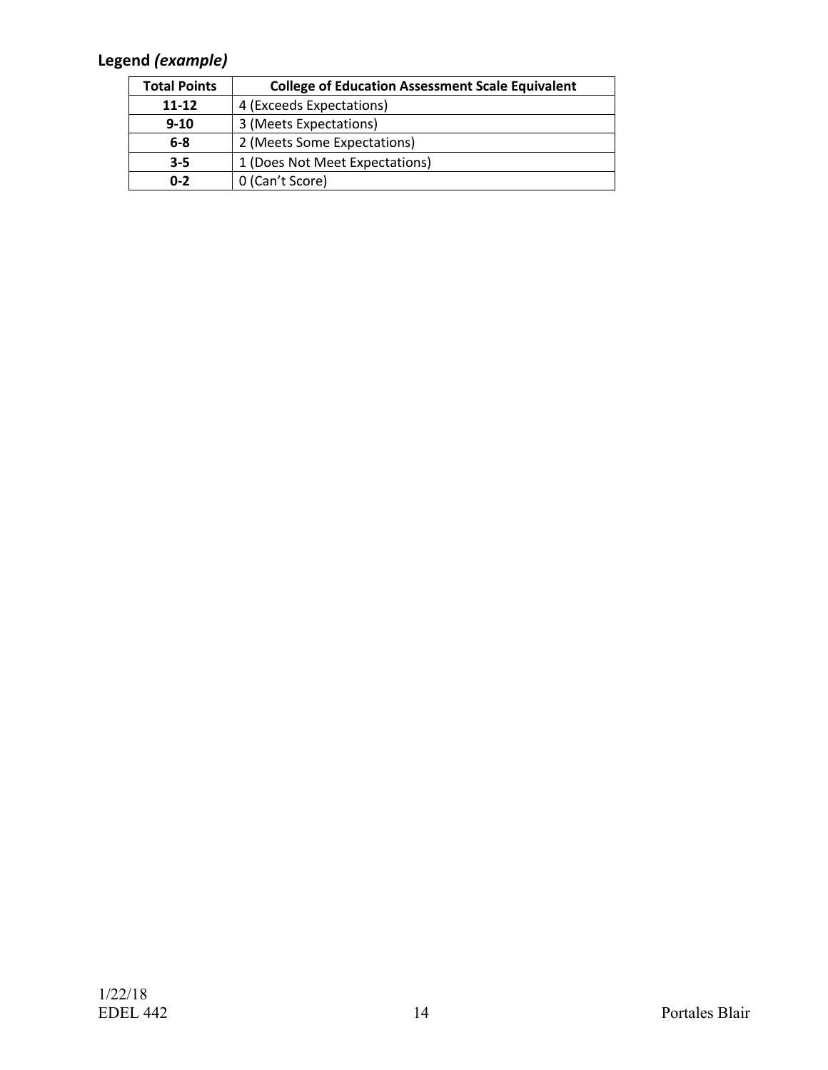## Legend *(example)*

| Total Points | College of Education Assessment Scale Equivalent |
|---|---|
| **11-12** | 4 (Exceeds Expectations) |
| **9-10** | 3 (Meets Expectations) |
| **6-8** | 2 (Meets Some Expectations) |
| **3-5** | 1 (Does Not Meet Expectations) |
| **0-2** | 0 (Can't Score) |